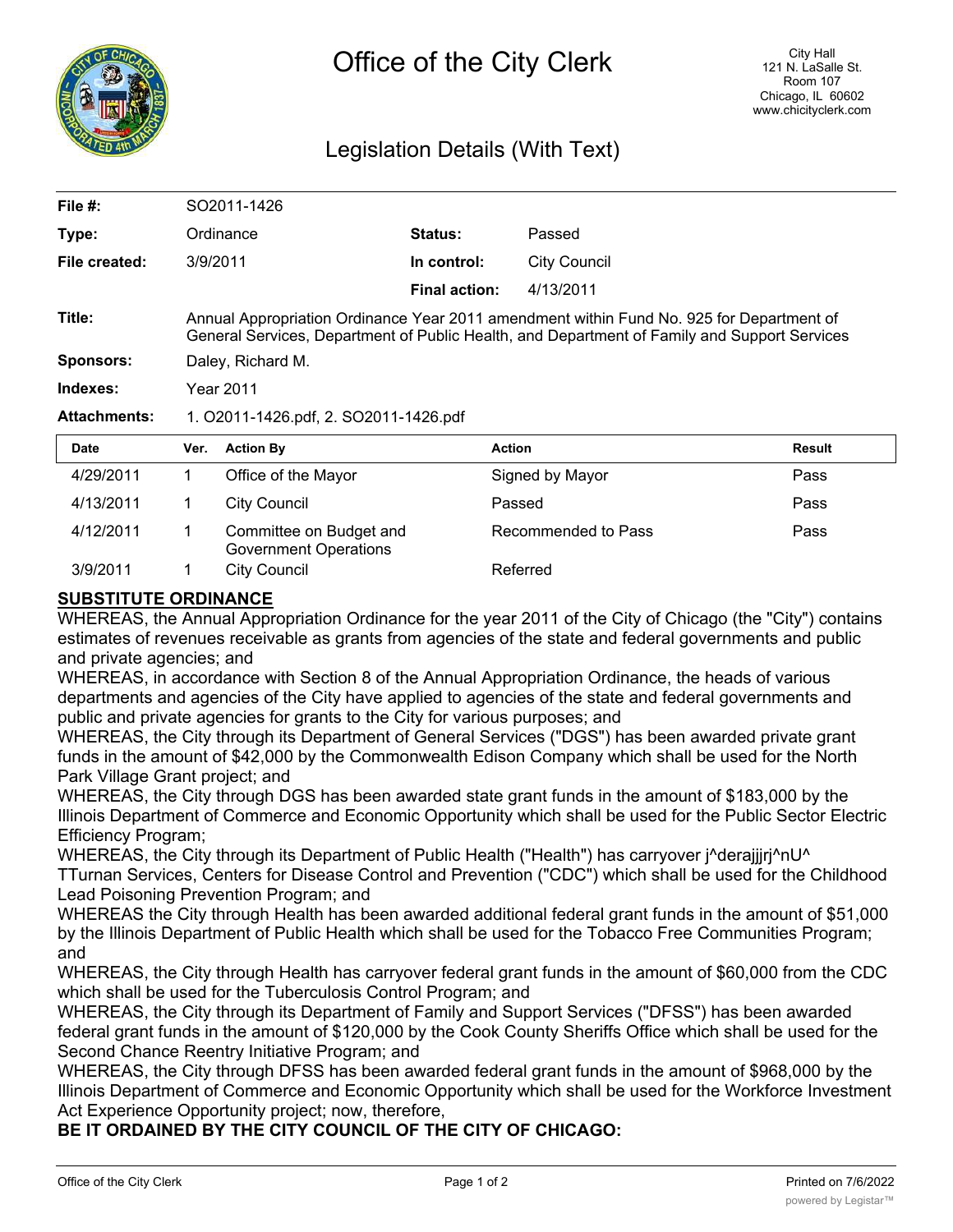# Office of the City Clerk

City Hall
121 N. LaSalle St.
Room 107
Chicago, IL 60602
www.chicityclerk.com

## Legislation Details (With Text)

| | | | |
|---|---|---|---|
| **File #:** | SO2011-1426 | | |
| **Type:** | Ordinance | **Status:** | Passed |
| **File created:** | 3/9/2011 | **In control:** | City Council |
| | | **Final action:** | 4/13/2011 |
| **Title:** | Annual Appropriation Ordinance Year 2011 amendment within Fund No. 925 for Department of General Services, Department of Public Health, and Department of Family and Support Services | | |
| **Sponsors:** | Daley, Richard M. | | |
| **Indexes:** | Year 2011 | | |
| **Attachments:** | 1. O2011-1426.pdf, 2. SO2011-1426.pdf | | |

| Date | Ver. | Action By | Action | Result |
|---|---|---|---|---|
| 4/29/2011 | 1 | Office of the Mayor | Signed by Mayor | Pass |
| 4/13/2011 | 1 | City Council | Passed | Pass |
| 4/12/2011 | 1 | Committee on Budget and Government Operations | Recommended to Pass | Pass |
| 3/9/2011 | 1 | City Council | Referred | |

**SUBSTITUTE ORDINANCE**

WHEREAS, the Annual Appropriation Ordinance for the year 2011 of the City of Chicago (the "City") contains estimates of revenues receivable as grants from agencies of the state and federal governments and public and private agencies; and

WHEREAS, in accordance with Section 8 of the Annual Appropriation Ordinance, the heads of various departments and agencies of the City have applied to agencies of the state and federal governments and public and private agencies for grants to the City for various purposes; and

WHEREAS, the City through its Department of General Services ("DGS") has been awarded private grant funds in the amount of $42,000 by the Commonwealth Edison Company which shall be used for the North Park Village Grant project; and

WHEREAS, the City through DGS has been awarded state grant funds in the amount of $183,000 by the Illinois Department of Commerce and Economic Opportunity which shall be used for the Public Sector Electric Efficiency Program;

WHEREAS, the City through its Department of Public Health ("Health") has carryover j^derajjjrj^nU^ TTurnan Services, Centers for Disease Control and Prevention ("CDC") which shall be used for the Childhood Lead Poisoning Prevention Program; and

WHEREAS the City through Health has been awarded additional federal grant funds in the amount of $51,000 by the Illinois Department of Public Health which shall be used for the Tobacco Free Communities Program; and

WHEREAS, the City through Health has carryover federal grant funds in the amount of $60,000 from the CDC which shall be used for the Tuberculosis Control Program; and

WHEREAS, the City through its Department of Family and Support Services ("DFSS") has been awarded federal grant funds in the amount of $120,000 by the Cook County Sheriffs Office which shall be used for the Second Chance Reentry Initiative Program; and

WHEREAS, the City through DFSS has been awarded federal grant funds in the amount of $968,000 by the Illinois Department of Commerce and Economic Opportunity which shall be used for the Workforce Investment Act Experience Opportunity project; now, therefore,

**BE IT ORDAINED BY THE CITY COUNCIL OF THE CITY OF CHICAGO:**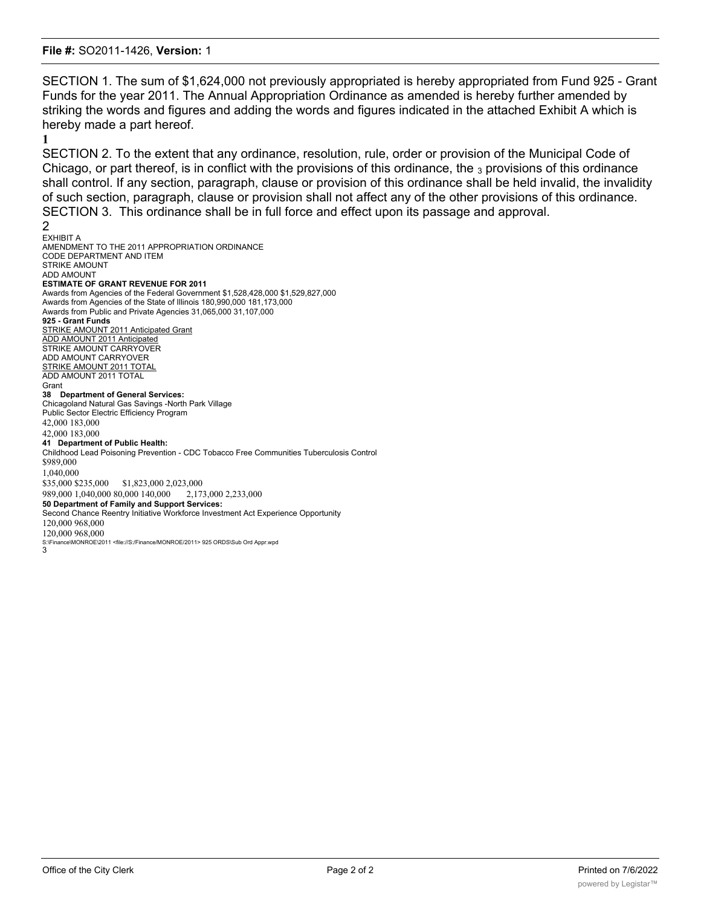SECTION 1. The sum of $1,624,000 not previously appropriated is hereby appropriated from Fund 925 - Grant Funds for the year 2011. The Annual Appropriation Ordinance as amended is hereby further amended by striking the words and figures and adding the words and figures indicated in the attached Exhibit A which is hereby made a part hereof.

**1**

SECTION 2. To the extent that any ordinance, resolution, rule, order or provision of the Municipal Code of Chicago, or part thereof, is in conflict with the provisions of this ordinance, the 3 provisions of this ordinance shall control. If any section, paragraph, clause or provision of this ordinance shall be held invalid, the invalidity of such section, paragraph, clause or provision shall not affect any of the other provisions of this ordinance.

SECTION 3. This ordinance shall be in full force and effect upon its passage and approval.

2

EXHIBIT A

AMENDMENT TO THE 2011 APPROPRIATION ORDINANCE

CODE DEPARTMENT AND ITEM

STRIKE AMOUNT

ADD AMOUNT

**ESTIMATE OF GRANT REVENUE FOR 2011**

Awards from Agencies of the Federal Government $1,528,428,000 $1,529,827,000

Awards from Agencies of the State of Illinois 180,990,000 181,173,000

Awards from Public and Private Agencies 31,065,000 31,107,000

**925 - Grant Funds**

STRIKE AMOUNT 2011 Anticipated Grant

ADD AMOUNT 2011 Anticipated

STRIKE AMOUNT CARRYOVER

ADD AMOUNT CARRYOVER

STRIKE AMOUNT 2011 TOTAL

ADD AMOUNT 2011 TOTAL

Grant

**38 Department of General Services:**

Chicagoland Natural Gas Savings -North Park Village

Public Sector Electric Efficiency Program

42,000 183,000

42,000 183,000

**41 Department of Public Health:**

Childhood Lead Poisoning Prevention - CDC Tobacco Free Communities Tuberculosis Control

$989,000

1,040,000

$35,000 $235,000 $1,823,000 2,023,000

989,000 1,040,000 80,000 140,000 2,173,000 2,233,000

**50 Department of Family and Support Services:**

Second Chance Reentry Initiative Workforce Investment Act Experience Opportunity

120,000 968,000

120,000 968,000

S:\Finance\MONROE\2011 <file://S:/Finance/MONROE/2011> 925 ORDS\Sub Ord Appr.wpd

3